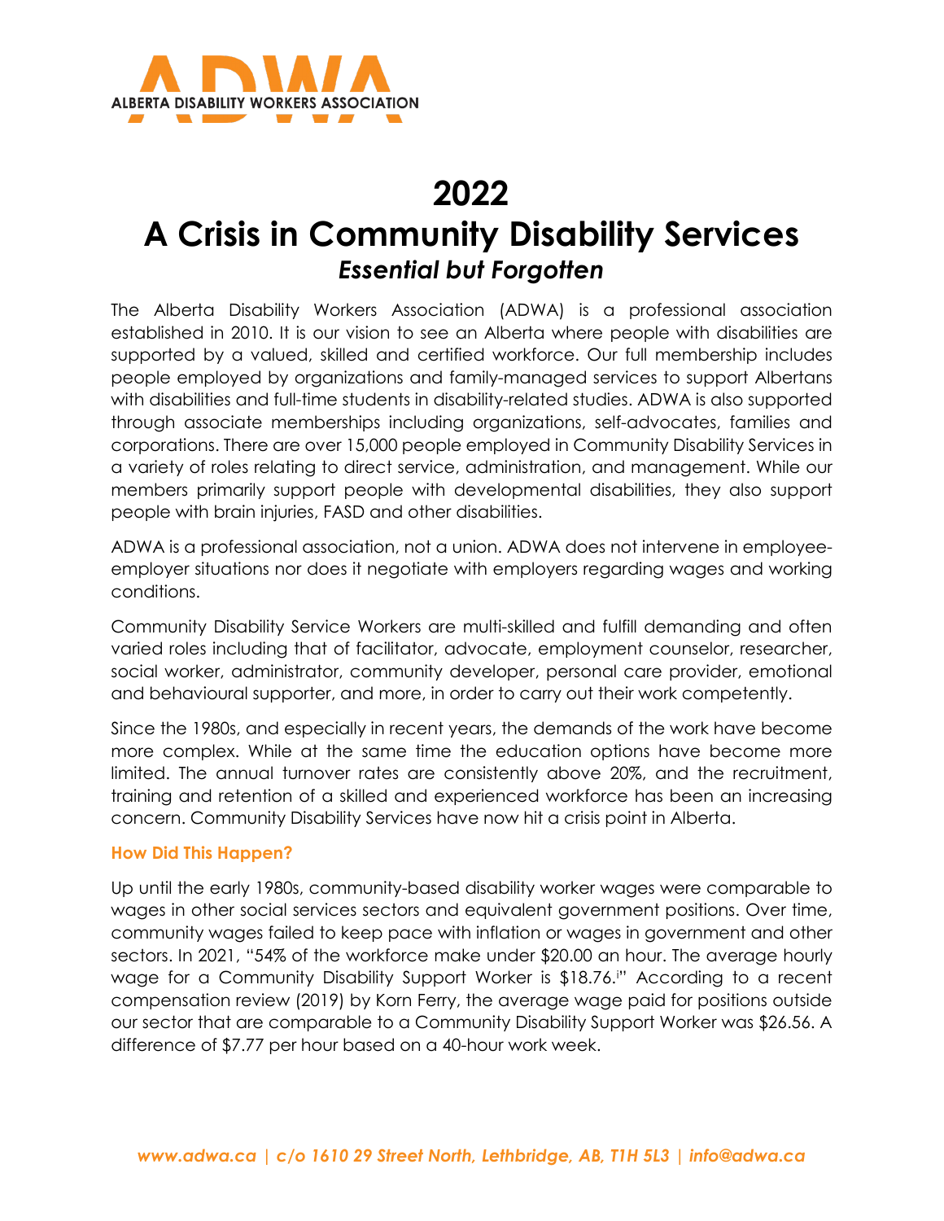ALBERTA DISABILITY WORKERS ASSOCIATION

# 2022

# A Crisis in Community Disability Services

## *Essential but Forgotten*

The Alberta Disability Workers Association (ADWA) is a professional association established in 2010. It is our vision to see an Alberta where people with disabilities are supported by a valued, skilled and certified workforce. Our full membership includes people employed by organizations and family-managed services to support Albertans with disabilities and full-time students in disability-related studies. ADWA is also supported through associate memberships including organizations, self-advocates, families and corporations. There are over 15,000 people employed in Community Disability Services in a variety of roles relating to direct service, administration, and management. While our members primarily support people with developmental disabilities, they also support people with brain injuries, FASD and other disabilities.

ADWA is a professional association, not a union. ADWA does not intervene in employee-employer situations nor does it negotiate with employers regarding wages and working conditions.

Community Disability Service Workers are multi-skilled and fulfill demanding and often varied roles including that of facilitator, advocate, employment counselor, researcher, social worker, administrator, community developer, personal care provider, emotional and behavioural supporter, and more, in order to carry out their work competently.

Since the 1980s, and especially in recent years, the demands of the work have become more complex. While at the same time the education options have become more limited. The annual turnover rates are consistently above 20%, and the recruitment, training and retention of a skilled and experienced workforce has been an increasing concern. Community Disability Services have now hit a crisis point in Alberta.

### How Did This Happen?

Up until the early 1980s, community-based disability worker wages were comparable to wages in other social services sectors and equivalent government positions. Over time, community wages failed to keep pace with inflation or wages in government and other sectors. In 2021, "54% of the workforce make under $20.00 an hour. The average hourly wage for a Community Disability Support Worker is $18.76.[i]" According to a recent compensation review (2019) by Korn Ferry, the average wage paid for positions outside our sector that are comparable to a Community Disability Support Worker was $26.56. A difference of $7.77 per hour based on a 40-hour work week.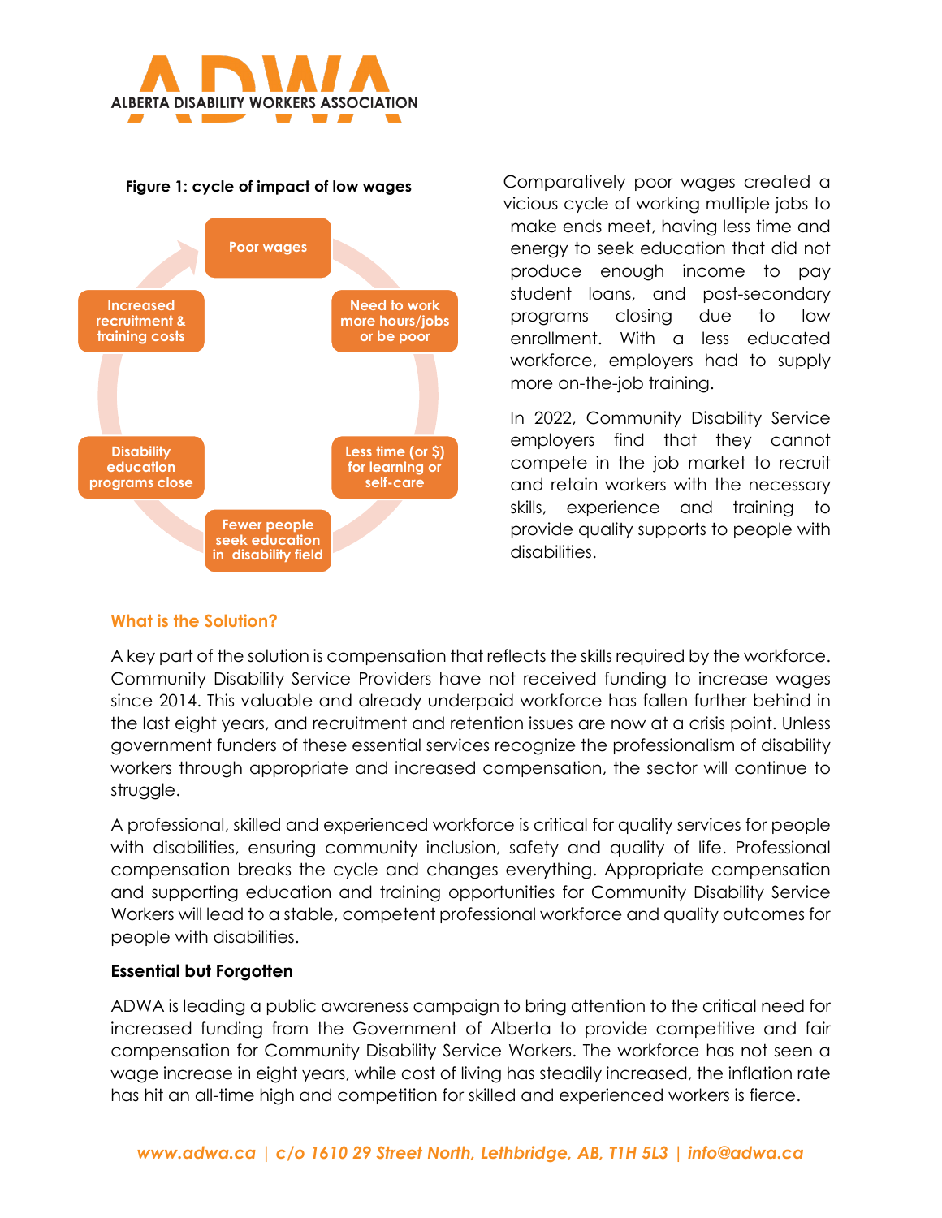**Figure 1: cycle of impact of low wages**

- Poor wages
- Need to work more hours/jobs or be poor
- Less time (or $) for learning or self-care
- Fewer people seek education in disability field
- Disability education programs close
- Increased recruitment & training costs

Comparatively poor wages created a vicious cycle of working multiple jobs to make ends meet, having less time and energy to seek education that did not produce enough income to pay student loans, and post-secondary programs closing due to low enrollment. With a less educated workforce, employers had to supply more on-the-job training.

In 2022, Community Disability Service employers find that they cannot compete in the job market to recruit and retain workers with the necessary skills, experience and training to provide quality supports to people with disabilities.

## What is the Solution?

A key part of the solution is compensation that reflects the skills required by the workforce. Community Disability Service Providers have not received funding to increase wages since 2014. This valuable and already underpaid workforce has fallen further behind in the last eight years, and recruitment and retention issues are now at a crisis point. Unless government funders of these essential services recognize the professionalism of disability workers through appropriate and increased compensation, the sector will continue to struggle.

A professional, skilled and experienced workforce is critical for quality services for people with disabilities, ensuring community inclusion, safety and quality of life. Professional compensation breaks the cycle and changes everything. Appropriate compensation and supporting education and training opportunities for Community Disability Service Workers will lead to a stable, competent professional workforce and quality outcomes for people with disabilities.

### Essential but Forgotten

ADWA is leading a public awareness campaign to bring attention to the critical need for increased funding from the Government of Alberta to provide competitive and fair compensation for Community Disability Service Workers. The workforce has not seen a wage increase in eight years, while cost of living has steadily increased, the inflation rate has hit an all-time high and competition for skilled and experienced workers is fierce.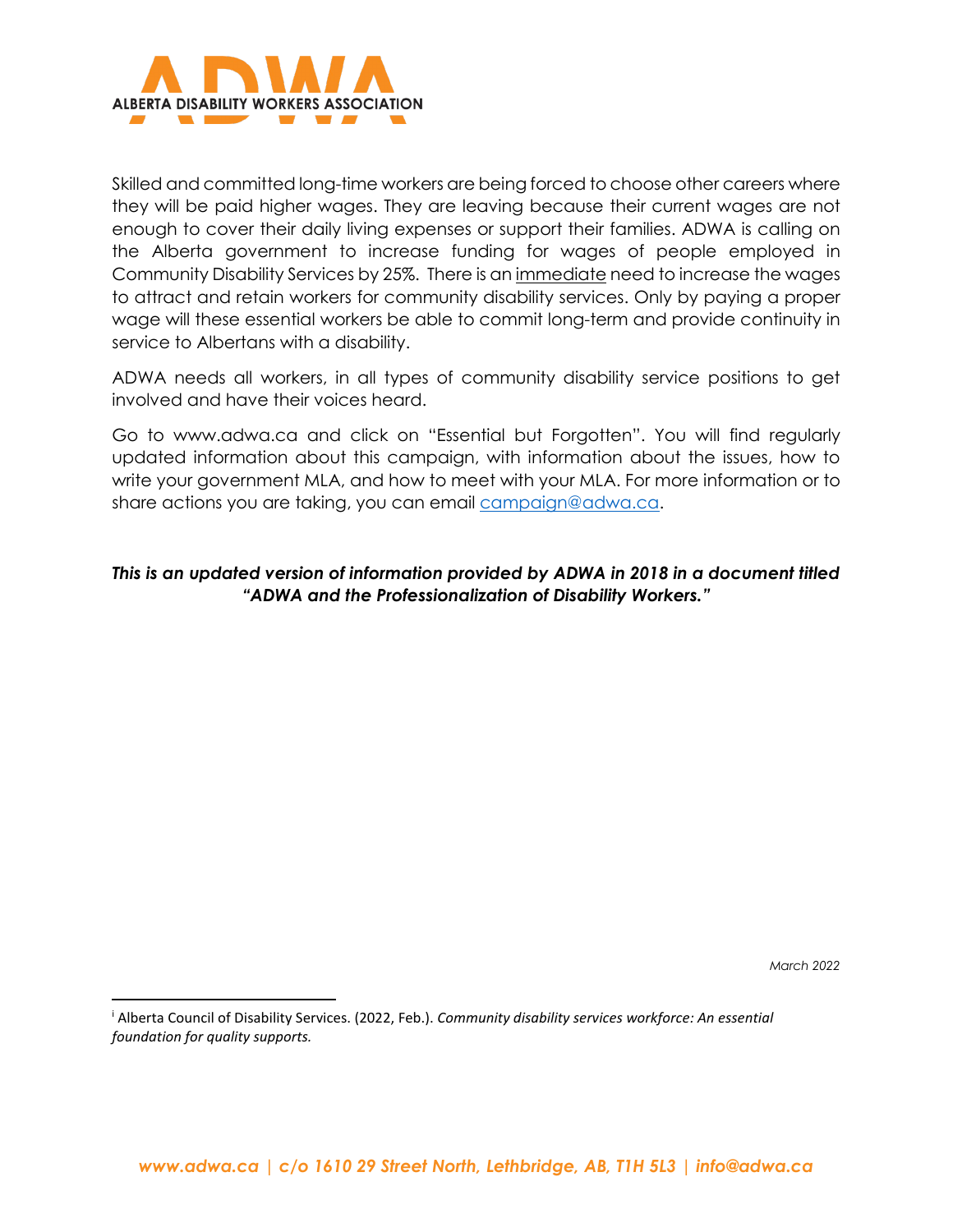Skilled and committed long-time workers are being forced to choose other careers where they will be paid higher wages. They are leaving because their current wages are not enough to cover their daily living expenses or support their families. ADWA is calling on the Alberta government to increase funding for wages of people employed in Community Disability Services by 25%. There is an immediate need to increase the wages to attract and retain workers for community disability services. Only by paying a proper wage will these essential workers be able to commit long-term and provide continuity in service to Albertans with a disability.

ADWA needs all workers, in all types of community disability service positions to get involved and have their voices heard.

Go to www.adwa.ca and click on "Essential but Forgotten". You will find regularly updated information about this campaign, with information about the issues, how to write your government MLA, and how to meet with your MLA. For more information or to share actions you are taking, you can email campaign@adwa.ca.

***This is an updated version of information provided by ADWA in 2018 in a document titled "ADWA and the Professionalization of Disability Workers."***

*March 2022*

[i] Alberta Council of Disability Services. (2022, Feb.). *Community disability services workforce: An essential foundation for quality supports.*